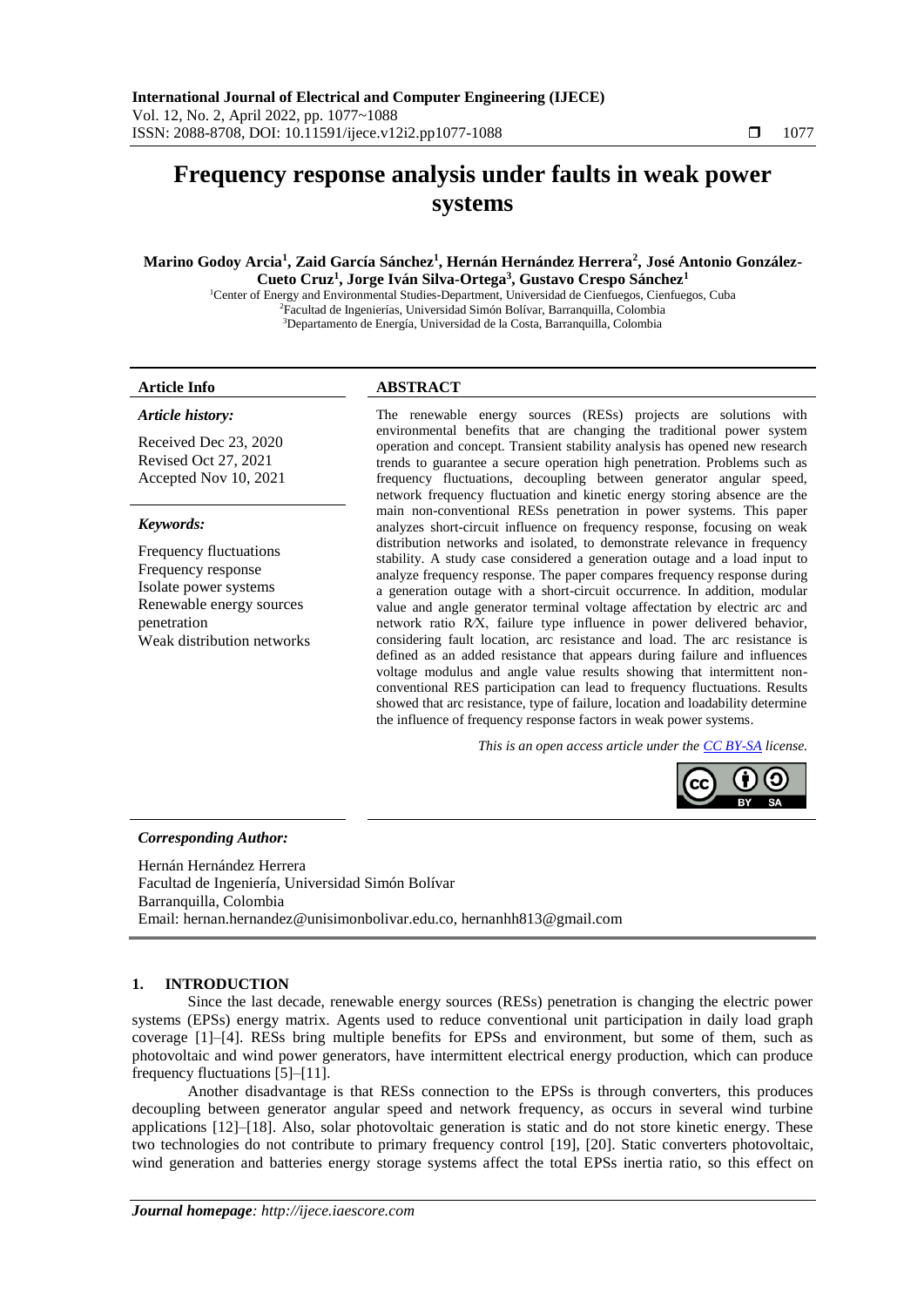# Frequency response analysis under faults in weak power systems

**Marino Godoy Arcia[1], Zaid García Sánchez[1], Hernán Hernández Herrera[2], José Antonio González-Cueto Cruz[1], Jorge Iván Silva-Ortega[3], Gustavo Crespo Sánchez[1]**

[1]Center of Energy and Environmental Studies-Department, Universidad de Cienfuegos, Cienfuegos, Cuba
[2]Facultad de Ingenierías, Universidad Simón Bolívar, Barranquilla, Colombia
[3]Departamento de Energía, Universidad de la Costa, Barranquilla, Colombia

### Article Info

*Article history:*

Received Dec 23, 2020
Revised Oct 27, 2021
Accepted Nov 10, 2021

*Keywords:*

Frequency fluctuations
Frequency response
Isolate power systems
Renewable energy sources penetration
Weak distribution networks

### ABSTRACT

The renewable energy sources (RESs) projects are solutions with environmental benefits that are changing the traditional power system operation and concept. Transient stability analysis has opened new research trends to guarantee a secure operation high penetration. Problems such as frequency fluctuations, decoupling between generator angular speed, network frequency fluctuation and kinetic energy storing absence are the main non-conventional RESs penetration in power systems. This paper analyzes short-circuit influence on frequency response, focusing on weak distribution networks and isolated, to demonstrate relevance in frequency stability. A study case considered a generation outage and a load input to analyze frequency response. The paper compares frequency response during a generation outage with a short-circuit occurrence. In addition, modular value and angle generator terminal voltage affectation by electric arc and network ratio R/X, failure type influence in power delivered behavior, considering fault location, arc resistance and load. The arc resistance is defined as an added resistance that appears during failure and influences voltage modulus and angle value results showing that intermittent non-conventional RES participation can lead to frequency fluctuations. Results showed that arc resistance, type of failure, location and loadability determine the influence of frequency response factors in weak power systems.

*This is an open access article under the CC BY-SA license.*

*Corresponding Author:*

Hernán Hernández Herrera
Facultad de Ingeniería, Universidad Simón Bolívar
Barranquilla, Colombia
Email: hernan.hernandez@unisimonbolivar.edu.co, hernanhh813@gmail.com

## 1. INTRODUCTION

Since the last decade, renewable energy sources (RESs) penetration is changing the electric power systems (EPSs) energy matrix. Agents used to reduce conventional unit participation in daily load graph coverage [1]–[4]. RESs bring multiple benefits for EPSs and environment, but some of them, such as photovoltaic and wind power generators, have intermittent electrical energy production, which can produce frequency fluctuations [5]–[11].

Another disadvantage is that RESs connection to the EPSs is through converters, this produces decoupling between generator angular speed and network frequency, as occurs in several wind turbine applications [12]–[18]. Also, solar photovoltaic generation is static and do not store kinetic energy. These two technologies do not contribute to primary frequency control [19], [20]. Static converters photovoltaic, wind generation and batteries energy storage systems affect the total EPSs inertia ratio, so this effect on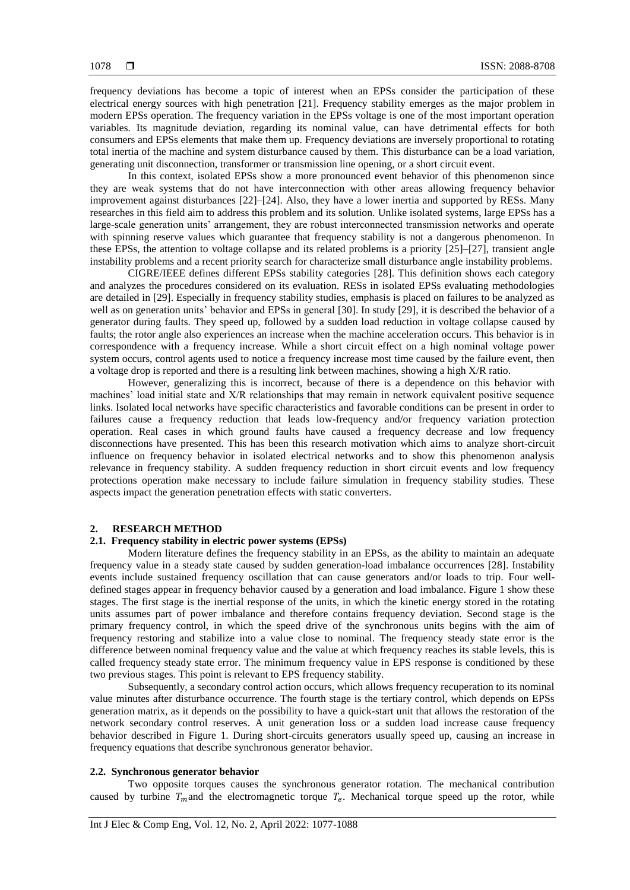frequency deviations has become a topic of interest when an EPSs consider the participation of these electrical energy sources with high penetration [21]. Frequency stability emerges as the major problem in modern EPSs operation. The frequency variation in the EPSs voltage is one of the most important operation variables. Its magnitude deviation, regarding its nominal value, can have detrimental effects for both consumers and EPSs elements that make them up. Frequency deviations are inversely proportional to rotating total inertia of the machine and system disturbance caused by them. This disturbance can be a load variation, generating unit disconnection, transformer or transmission line opening, or a short circuit event.

In this context, isolated EPSs show a more pronounced event behavior of this phenomenon since they are weak systems that do not have interconnection with other areas allowing frequency behavior improvement against disturbances [22]–[24]. Also, they have a lower inertia and supported by RESs. Many researches in this field aim to address this problem and its solution. Unlike isolated systems, large EPSs has a large-scale generation units' arrangement, they are robust interconnected transmission networks and operate with spinning reserve values which guarantee that frequency stability is not a dangerous phenomenon. In these EPSs, the attention to voltage collapse and its related problems is a priority [25]–[27], transient angle instability problems and a recent priority search for characterize small disturbance angle instability problems.

CIGRE/IEEE defines different EPSs stability categories [28]. This definition shows each category and analyzes the procedures considered on its evaluation. RESs in isolated EPSs evaluating methodologies are detailed in [29]. Especially in frequency stability studies, emphasis is placed on failures to be analyzed as well as on generation units' behavior and EPSs in general [30]. In study [29], it is described the behavior of a generator during faults. They speed up, followed by a sudden load reduction in voltage collapse caused by faults; the rotor angle also experiences an increase when the machine acceleration occurs. This behavior is in correspondence with a frequency increase. While a short circuit effect on a high nominal voltage power system occurs, control agents used to notice a frequency increase most time caused by the failure event, then a voltage drop is reported and there is a resulting link between machines, showing a high X/R ratio.

However, generalizing this is incorrect, because of there is a dependence on this behavior with machines' load initial state and X/R relationships that may remain in network equivalent positive sequence links. Isolated local networks have specific characteristics and favorable conditions can be present in order to failures cause a frequency reduction that leads low-frequency and/or frequency variation protection operation. Real cases in which ground faults have caused a frequency decrease and low frequency disconnections have presented. This has been this research motivation which aims to analyze short-circuit influence on frequency behavior in isolated electrical networks and to show this phenomenon analysis relevance in frequency stability. A sudden frequency reduction in short circuit events and low frequency protections operation make necessary to include failure simulation in frequency stability studies. These aspects impact the generation penetration effects with static converters.

## 2. RESEARCH METHOD

### 2.1. Frequency stability in electric power systems (EPSs)

Modern literature defines the frequency stability in an EPSs, as the ability to maintain an adequate frequency value in a steady state caused by sudden generation-load imbalance occurrences [28]. Instability events include sustained frequency oscillation that can cause generators and/or loads to trip. Four well-defined stages appear in frequency behavior caused by a generation and load imbalance. Figure 1 show these stages. The first stage is the inertial response of the units, in which the kinetic energy stored in the rotating units assumes part of power imbalance and therefore contains frequency deviation. Second stage is the primary frequency control, in which the speed drive of the synchronous units begins with the aim of frequency restoring and stabilize into a value close to nominal. The frequency steady state error is the difference between nominal frequency value and the value at which frequency reaches its stable levels, this is called frequency steady state error. The minimum frequency value in EPS response is conditioned by these two previous stages. This point is relevant to EPS frequency stability.

Subsequently, a secondary control action occurs, which allows frequency recuperation to its nominal value minutes after disturbance occurrence. The fourth stage is the tertiary control, which depends on EPSs generation matrix, as it depends on the possibility to have a quick-start unit that allows the restoration of the network secondary control reserves. A unit generation loss or a sudden load increase cause frequency behavior described in Figure 1. During short-circuits generators usually speed up, causing an increase in frequency equations that describe synchronous generator behavior.

### 2.2. Synchronous generator behavior

Two opposite torques causes the synchronous generator rotation. The mechanical contribution caused by turbine $T_m$ and the electromagnetic torque $T_e$. Mechanical torque speed up the rotor, while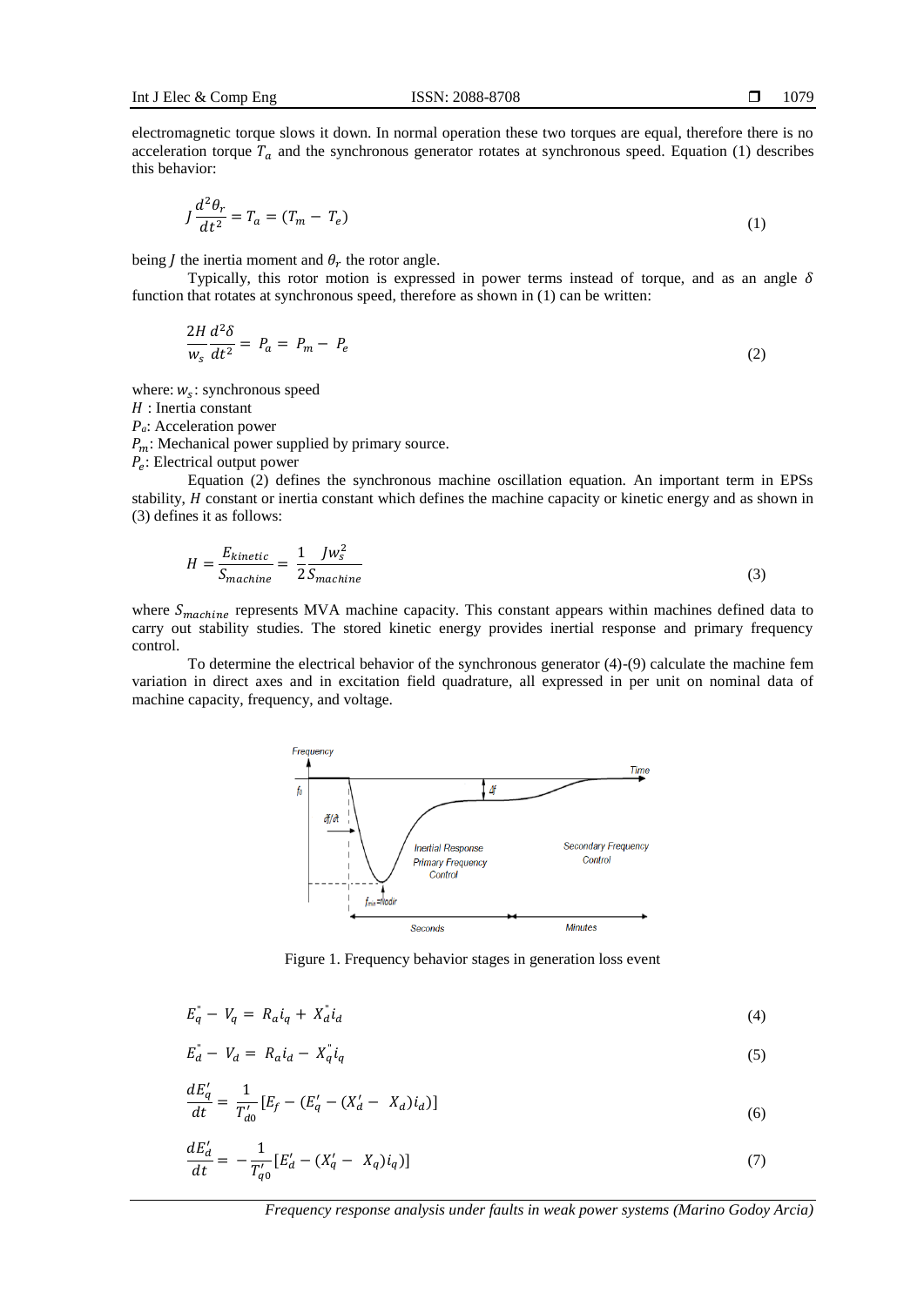electromagnetic torque slows it down. In normal operation these two torques are equal, therefore there is no acceleration torque $T_a$ and the synchronous generator rotates at synchronous speed. Equation (1) describes this behavior:

$$J\frac{d^2\theta_r}{dt^2} = T_a = (T_m - T_e) \tag{1}$$

being $J$ the inertia moment and $\theta_r$ the rotor angle.

Typically, this rotor motion is expressed in power terms instead of torque, and as an angle $\delta$ function that rotates at synchronous speed, therefore as shown in (1) can be written:

$$\frac{2H}{w_s}\frac{d^2\delta}{dt^2} = P_a = P_m - P_e \tag{2}$$

where: $w_s$: synchronous speed
$H$ : Inertia constant
$P_a$: Acceleration power
$P_m$: Mechanical power supplied by primary source.
$P_e$: Electrical output power

Equation (2) defines the synchronous machine oscillation equation. An important term in EPSs stability, $H$ constant or inertia constant which defines the machine capacity or kinetic energy and as shown in (3) defines it as follows:

$$H = \frac{E_{kinetic}}{S_{machine}} = \frac{1}{2}\frac{Jw_s^2}{S_{machine}} \tag{3}$$

where $S_{machine}$ represents MVA machine capacity. This constant appears within machines defined data to carry out stability studies. The stored kinetic energy provides inertial response and primary frequency control.

To determine the electrical behavior of the synchronous generator (4)-(9) calculate the machine fem variation in direct axes and in excitation field quadrature, all expressed in per unit on nominal data of machine capacity, frequency, and voltage.

Figure 1. Frequency behavior stages in generation loss event

$$E_q^{"} - V_q = R_a i_q + X_d^{"} i_d \tag{4}$$

$$E_d^{"} - V_d = R_a i_d - X_q^{"} i_q \tag{5}$$

$$\frac{dE_q'}{dt} = \frac{1}{T_{d0}'}\left[E_f - (E_q' - (X_d' - X_d)i_d)\right] \tag{6}$$

$$\frac{dE_d'}{dt} = -\frac{1}{T_{q0}'}\left[E_d' - (X_q' - X_q)i_q)\right] \tag{7}$$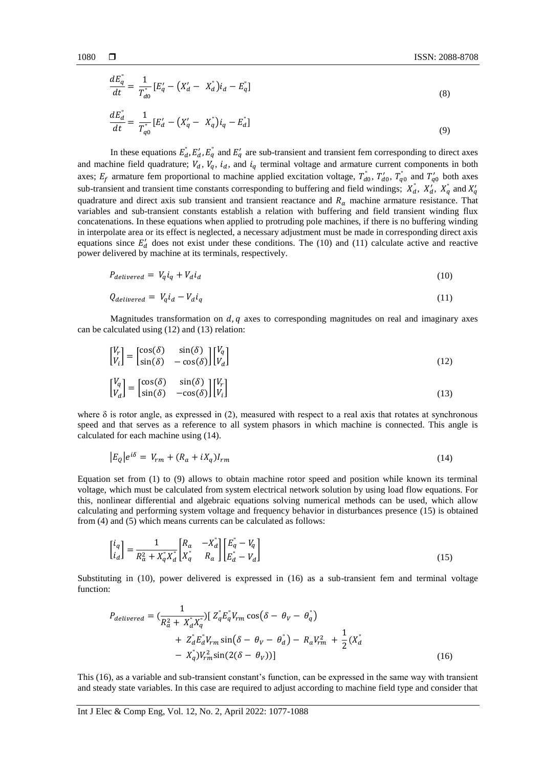$$\frac{dE_q^{"}}{dt} = \frac{1}{T_{d0}^{"}}[E_q' - (X_d' - X_d^{"})i_d - E_q^{"}] \tag{8}$$

$$\frac{dE_d^{"}}{dt} = \frac{1}{T_{q0}^{"}}[E_d' - (X_q' - X_q^{"})i_q - E_d^{"}] \tag{9}$$

In these equations $E_d^{"}, E_d', E_q^{"}$ and $E_q'$ are sub-transient and transient fem corresponding to direct axes and machine field quadrature; $V_d$, $V_q$, $i_d$, and $i_q$ terminal voltage and armature current components in both axes; $E_f$ armature fem proportional to machine applied excitation voltage, $T_{d0}^{"}$, $T_{d0}'$, $T_{q0}^{"}$ and $T_{q0}'$ both axes sub-transient and transient time constants corresponding to buffering and field windings; $X_d^{"}$, $X_d'$, $X_q^{"}$ and $X_q'$ quadrature and direct axis sub transient and transient reactance and $R_a$ machine armature resistance. That variables and sub-transient constants establish a relation with buffering and field transient winding flux concatenations. In these equations when applied to protruding pole machines, if there is no buffering winding in interpolate area or its effect is neglected, a necessary adjustment must be made in corresponding direct axis equations since $E_d'$ does not exist under these conditions. The (10) and (11) calculate active and reactive power delivered by machine at its terminals, respectively.

$$P_{delivered} = V_q i_q + V_d i_d \tag{10}$$

$$Q_{delivered} = V_q i_d - V_d i_q \tag{11}$$

Magnitudes transformation on $d, q$ axes to corresponding magnitudes on real and imaginary axes can be calculated using (12) and (13) relation:

$$\begin{bmatrix} V_r \\ V_i \end{bmatrix} = \begin{bmatrix} \cos(\delta) & \sin(\delta) \\ \sin(\delta) & -\cos(\delta) \end{bmatrix} \begin{bmatrix} V_q \\ V_d \end{bmatrix} \tag{12}$$

$$\begin{bmatrix} V_q \\ V_d \end{bmatrix} = \begin{bmatrix} \cos(\delta) & \sin(\delta) \\ \sin(\delta) & -\cos(\delta) \end{bmatrix} \begin{bmatrix} V_r \\ V_i \end{bmatrix} \tag{13}$$

where δ is rotor angle, as expressed in (2), measured with respect to a real axis that rotates at synchronous speed and that serves as a reference to all system phasors in which machine is connected. This angle is calculated for each machine using (14).

$$|E_Q|e^{i\delta} = V_{rm} + (R_a + iX_q)I_{rm} \tag{14}$$

Equation set from (1) to (9) allows to obtain machine rotor speed and position while known its terminal voltage, which must be calculated from system electrical network solution by using load flow equations. For this, nonlinear differential and algebraic equations solving numerical methods can be used, which allow calculating and performing system voltage and frequency behavior in disturbances presence (15) is obtained from (4) and (5) which means currents can be calculated as follows:

$$\begin{bmatrix} i_q \\ i_d \end{bmatrix} = \frac{1}{R_a^2 + X_q^{"}X_d^{"}} \begin{bmatrix} R_a & -X_d^{"} \\ X_q^{"} & R_a \end{bmatrix} \begin{bmatrix} E_q^{"} - V_q \\ E_d^{"} - V_d \end{bmatrix} \tag{15}$$

Substituting in (10), power delivered is expressed in (16) as a sub-transient fem and terminal voltage function:

$$P_{delivered} = \left(\frac{1}{R_a^2 + X_d^{"}X_q^{"}}\right)[\, Z_q^{"}E_q^{"}V_{rm}\cos(\delta - \theta_V - \theta_q^{"}) + Z_d^{"}E_d^{"}V_{rm}\sin(\delta - \theta_V - \theta_d^{"}) - R_a V_{rm}^2 + \frac{1}{2}(X_d^{"} - X_q^{"})V_{rm}^2 \sin(2(\delta - \theta_V))] \tag{16}$$

This (16), as a variable and sub-transient constant's function, can be expressed in the same way with transient and steady state variables. In this case are required to adjust according to machine field type and consider that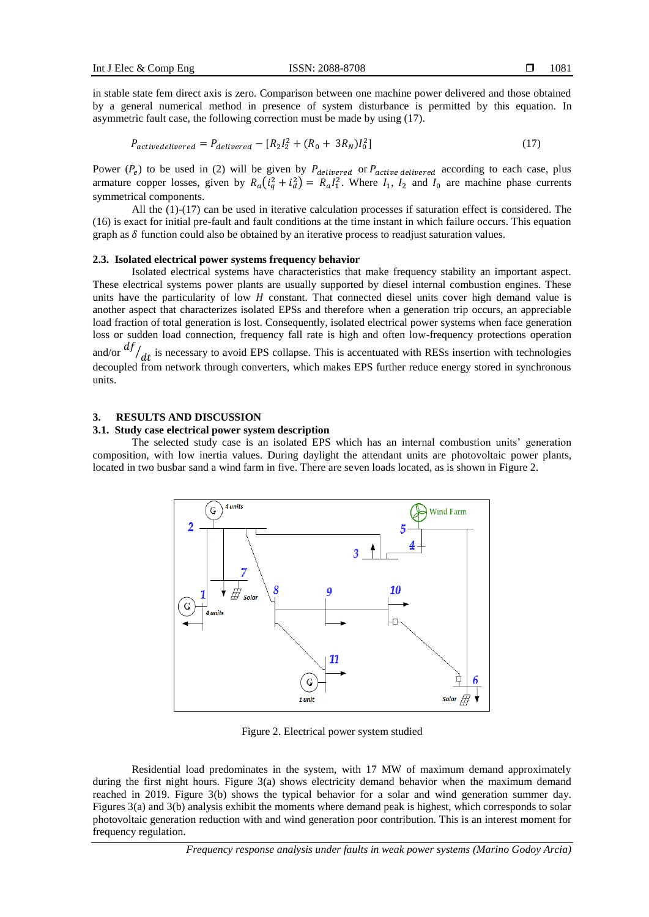in stable state fem direct axis is zero. Comparison between one machine power delivered and those obtained by a general numerical method in presence of system disturbance is permitted by this equation. In asymmetric fault case, the following correction must be made by using (17).

$$P_{activedelivered} = P_{delivered} - [R_2 I_2^2 + (R_0 + 3R_N) I_0^2] \tag{17}$$

Power ($P_e$) to be used in (2) will be given by $P_{delivered}$ or $P_{active\ delivered}$ according to each case, plus armature copper losses, given by $R_a(i_q^2 + i_d^2) = R_a I_1^2$. Where $I_1$, $I_2$ and $I_0$ are machine phase currents symmetrical components.

All the (1)-(17) can be used in iterative calculation processes if saturation effect is considered. The (16) is exact for initial pre-fault and fault conditions at the time instant in which failure occurs. This equation graph as $\delta$ function could also be obtained by an iterative process to readjust saturation values.

### 2.3. Isolated electrical power systems frequency behavior

Isolated electrical systems have characteristics that make frequency stability an important aspect. These electrical systems power plants are usually supported by diesel internal combustion engines. These units have the particularity of low $H$ constant. That connected diesel units cover high demand value is another aspect that characterizes isolated EPSs and therefore when a generation trip occurs, an appreciable load fraction of total generation is lost. Consequently, isolated electrical power systems when face generation loss or sudden load connection, frequency fall rate is high and often low-frequency protections operation and/or $df/_{dt}$ is necessary to avoid EPS collapse. This is accentuated with RESs insertion with technologies decoupled from network through converters, which makes EPS further reduce energy stored in synchronous units.

## 3. RESULTS AND DISCUSSION

### 3.1. Study case electrical power system description

The selected study case is an isolated EPS which has an internal combustion units' generation composition, with low inertia values. During daylight the attendant units are photovoltaic power plants, located in two busbar sand a wind farm in five. There are seven loads located, as is shown in Figure 2.

Figure 2. Electrical power system studied

Residential load predominates in the system, with 17 MW of maximum demand approximately during the first night hours. Figure 3(a) shows electricity demand behavior when the maximum demand reached in 2019. Figure 3(b) shows the typical behavior for a solar and wind generation summer day. Figures 3(a) and 3(b) analysis exhibit the moments where demand peak is highest, which corresponds to solar photovoltaic generation reduction with and wind generation poor contribution. This is an interest moment for frequency regulation.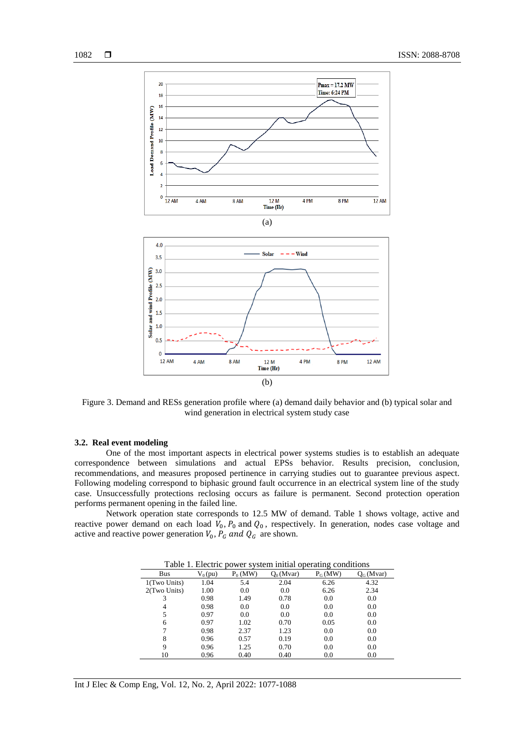Figure 3. Demand and RESs generation profile where (a) demand daily behavior and (b) typical solar and wind generation in electrical system study case

### 3.2. Real event modeling

One of the most important aspects in electrical power systems studies is to establish an adequate correspondence between simulations and actual EPSs behavior. Results precision, conclusion, recommendations, and measures proposed pertinence in carrying studies out to guarantee previous aspect. Following modeling correspond to biphasic ground fault occurrence in an electrical system line of the study case. Unsuccessfully protections reclosing occurs as failure is permanent. Second protection operation performs permanent opening in the failed line.

Network operation state corresponds to 12.5 MW of demand. Table 1 shows voltage, active and reactive power demand on each load $V_0$, $P_0$ and $Q_0$, respectively. In generation, nodes case voltage and active and reactive power generation $V_0$, $P_G$ *and* $Q_G$ are shown.

Table 1. Electric power system initial operating conditions

| Bus | $V_0$ (pu) | $P_0$ (MW) | $Q_0$ (Mvar) | $P_G$ (MW) | $Q_G$ (Mvar) |
|---|---|---|---|---|---|
| 1(Two Units) | 1.04 | 5.4 | 2.04 | 6.26 | 4.32 |
| 2(Two Units) | 1.00 | 0.0 | 0.0 | 6.26 | 2.34 |
| 3 | 0.98 | 1.49 | 0.78 | 0.0 | 0.0 |
| 4 | 0.98 | 0.0 | 0.0 | 0.0 | 0.0 |
| 5 | 0.97 | 0.0 | 0.0 | 0.0 | 0.0 |
| 6 | 0.97 | 1.02 | 0.70 | 0.05 | 0.0 |
| 7 | 0.98 | 2.37 | 1.23 | 0.0 | 0.0 |
| 8 | 0.96 | 0.57 | 0.19 | 0.0 | 0.0 |
| 9 | 0.96 | 1.25 | 0.70 | 0.0 | 0.0 |
| 10 | 0.96 | 0.40 | 0.40 | 0.0 | 0.0 |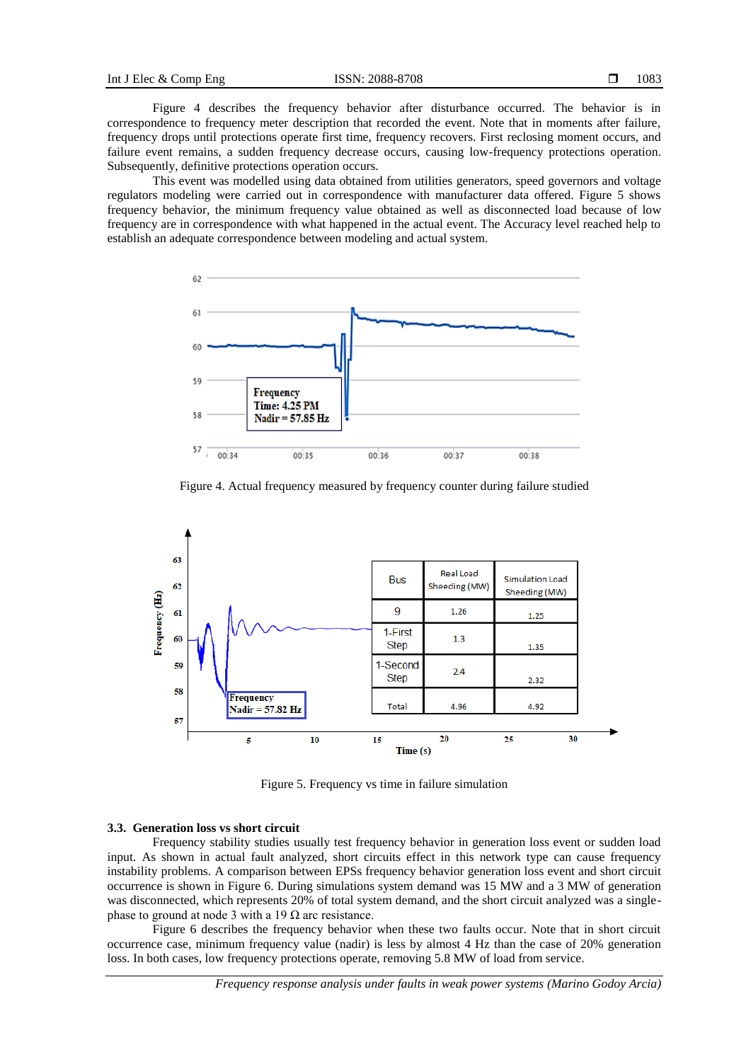Figure 4 describes the frequency behavior after disturbance occurred. The behavior is in correspondence to frequency meter description that recorded the event. Note that in moments after failure, frequency drops until protections operate first time, frequency recovers. First reclosing moment occurs, and failure event remains, a sudden frequency decrease occurs, causing low-frequency protections operation. Subsequently, definitive protections operation occurs.

This event was modelled using data obtained from utilities generators, speed governors and voltage regulators modeling were carried out in correspondence with manufacturer data offered. Figure 5 shows frequency behavior, the minimum frequency value obtained as well as disconnected load because of low frequency are in correspondence with what happened in the actual event. The Accuracy level reached help to establish an adequate correspondence between modeling and actual system.

Figure 4. Actual frequency measured by frequency counter during failure studied

| Bus | Real Load Sheeding (MW) | Simulation Load Sheeding (MW) |
|---|---|---|
| 9 | 1.26 | 1.25 |
| 1-First Step | 1.3 | 1.35 |
| 1-Second Step | 2.4 | 2.32 |
| Total | 4.96 | 4.92 |

Figure 5. Frequency vs time in failure simulation

### 3.3. Generation loss vs short circuit

Frequency stability studies usually test frequency behavior in generation loss event or sudden load input. As shown in actual fault analyzed, short circuits effect in this network type can cause frequency instability problems. A comparison between EPSs frequency behavior generation loss event and short circuit occurrence is shown in Figure 6. During simulations system demand was 15 MW and a 3 MW of generation was disconnected, which represents 20% of total system demand, and the short circuit analyzed was a single-phase to ground at node 3 with a 19 Ω arc resistance.

Figure 6 describes the frequency behavior when these two faults occur. Note that in short circuit occurrence case, minimum frequency value (nadir) is less by almost 4 Hz than the case of 20% generation loss. In both cases, low frequency protections operate, removing 5.8 MW of load from service.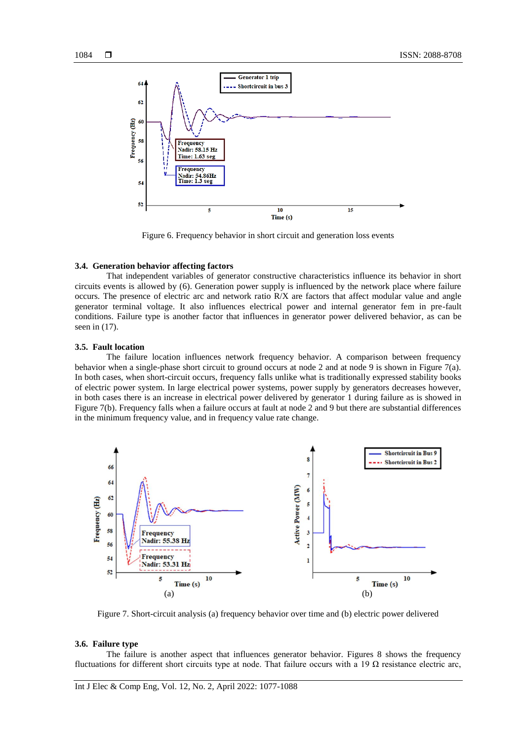Figure 6. Frequency behavior in short circuit and generation loss events

### 3.4. Generation behavior affecting factors

That independent variables of generator constructive characteristics influence its behavior in short circuits events is allowed by (6). Generation power supply is influenced by the network place where failure occurs. The presence of electric arc and network ratio R/X are factors that affect modular value and angle generator terminal voltage. It also influences electrical power and internal generator fem in pre-fault conditions. Failure type is another factor that influences in generator power delivered behavior, as can be seen in (17).

### 3.5. Fault location

The failure location influences network frequency behavior. A comparison between frequency behavior when a single-phase short circuit to ground occurs at node 2 and at node 9 is shown in Figure 7(a). In both cases, when short-circuit occurs, frequency falls unlike what is traditionally expressed stability books of electric power system. In large electrical power systems, power supply by generators decreases however, in both cases there is an increase in electrical power delivered by generator 1 during failure as is showed in Figure 7(b). Frequency falls when a failure occurs at fault at node 2 and 9 but there are substantial differences in the minimum frequency value, and in frequency value rate change.

Figure 7. Short-circuit analysis (a) frequency behavior over time and (b) electric power delivered

### 3.6. Failure type

The failure is another aspect that influences generator behavior. Figures 8 shows the frequency fluctuations for different short circuits type at node. That failure occurs with a 19 Ω resistance electric arc,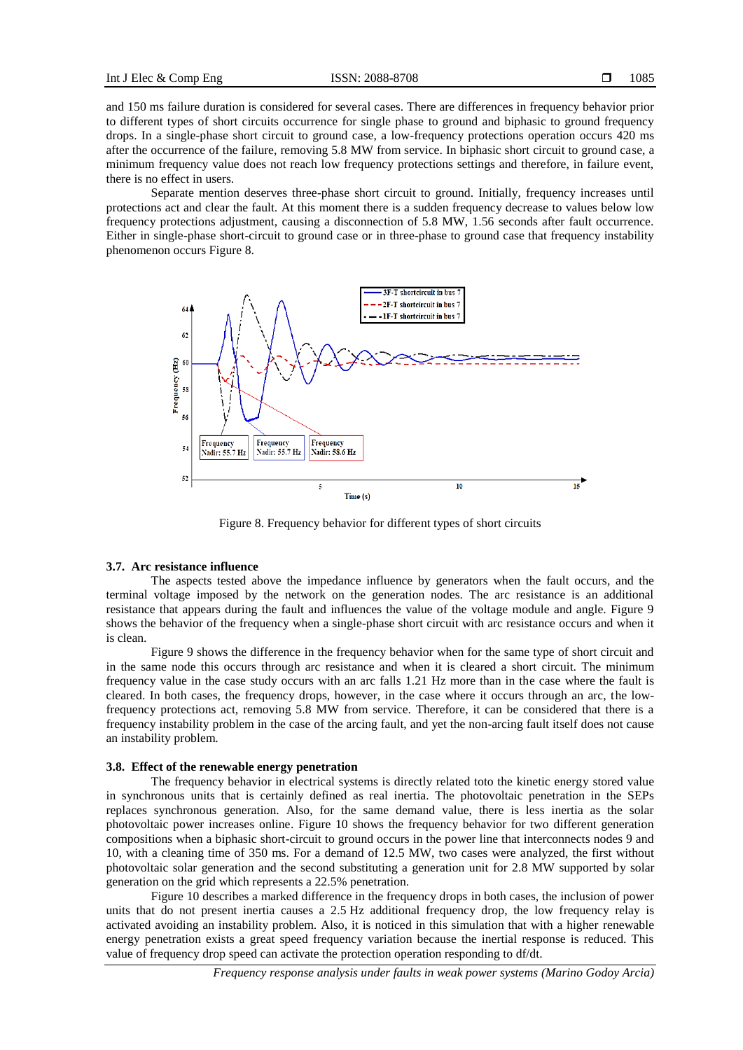and 150 ms failure duration is considered for several cases. There are differences in frequency behavior prior to different types of short circuits occurrence for single phase to ground and biphasic to ground frequency drops. In a single-phase short circuit to ground case, a low-frequency protections operation occurs 420 ms after the occurrence of the failure, removing 5.8 MW from service. In biphasic short circuit to ground case, a minimum frequency value does not reach low frequency protections settings and therefore, in failure event, there is no effect in users.

Separate mention deserves three-phase short circuit to ground. Initially, frequency increases until protections act and clear the fault. At this moment there is a sudden frequency decrease to values below low frequency protections adjustment, causing a disconnection of 5.8 MW, 1.56 seconds after fault occurrence. Either in single-phase short-circuit to ground case or in three-phase to ground case that frequency instability phenomenon occurs Figure 8.

Figure 8. Frequency behavior for different types of short circuits

### 3.7. Arc resistance influence

The aspects tested above the impedance influence by generators when the fault occurs, and the terminal voltage imposed by the network on the generation nodes. The arc resistance is an additional resistance that appears during the fault and influences the value of the voltage module and angle. Figure 9 shows the behavior of the frequency when a single-phase short circuit with arc resistance occurs and when it is clean.

Figure 9 shows the difference in the frequency behavior when for the same type of short circuit and in the same node this occurs through arc resistance and when it is cleared a short circuit. The minimum frequency value in the case study occurs with an arc falls 1.21 Hz more than in the case where the fault is cleared. In both cases, the frequency drops, however, in the case where it occurs through an arc, the low-frequency protections act, removing 5.8 MW from service. Therefore, it can be considered that there is a frequency instability problem in the case of the arcing fault, and yet the non-arcing fault itself does not cause an instability problem.

### 3.8. Effect of the renewable energy penetration

The frequency behavior in electrical systems is directly related toto the kinetic energy stored value in synchronous units that is certainly defined as real inertia. The photovoltaic penetration in the SEPs replaces synchronous generation. Also, for the same demand value, there is less inertia as the solar photovoltaic power increases online. Figure 10 shows the frequency behavior for two different generation compositions when a biphasic short-circuit to ground occurs in the power line that interconnects nodes 9 and 10, with a cleaning time of 350 ms. For a demand of 12.5 MW, two cases were analyzed, the first without photovoltaic solar generation and the second substituting a generation unit for 2.8 MW supported by solar generation on the grid which represents a 22.5% penetration.

Figure 10 describes a marked difference in the frequency drops in both cases, the inclusion of power units that do not present inertia causes a 2.5 Hz additional frequency drop, the low frequency relay is activated avoiding an instability problem. Also, it is noticed in this simulation that with a higher renewable energy penetration exists a great speed frequency variation because the inertial response is reduced. This value of frequency drop speed can activate the protection operation responding to df/dt.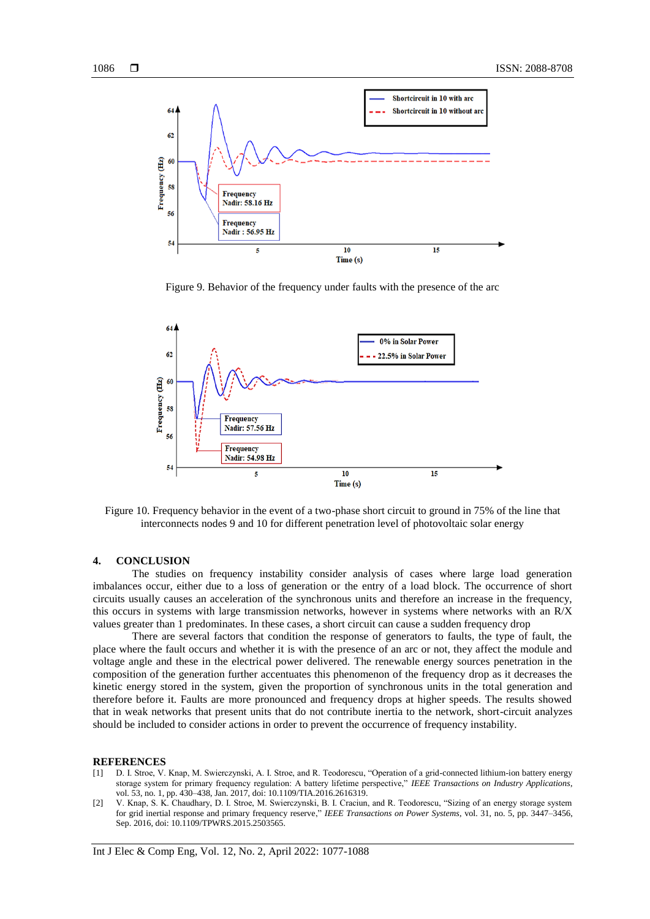Figure 9. Behavior of the frequency under faults with the presence of the arc

Figure 10. Frequency behavior in the event of a two-phase short circuit to ground in 75% of the line that interconnects nodes 9 and 10 for different penetration level of photovoltaic solar energy

## 4. CONCLUSION

The studies on frequency instability consider analysis of cases where large load generation imbalances occur, either due to a loss of generation or the entry of a load block. The occurrence of short circuits usually causes an acceleration of the synchronous units and therefore an increase in the frequency, this occurs in systems with large transmission networks, however in systems where networks with an R/X values greater than 1 predominates. In these cases, a short circuit can cause a sudden frequency drop

There are several factors that condition the response of generators to faults, the type of fault, the place where the fault occurs and whether it is with the presence of an arc or not, they affect the module and voltage angle and these in the electrical power delivered. The renewable energy sources penetration in the composition of the generation further accentuates this phenomenon of the frequency drop as it decreases the kinetic energy stored in the system, given the proportion of synchronous units in the total generation and therefore before it. Faults are more pronounced and frequency drops at higher speeds. The results showed that in weak networks that present units that do not contribute inertia to the network, short-circuit analyzes should be included to consider actions in order to prevent the occurrence of frequency instability.

## REFERENCES

[1] D. I. Stroe, V. Knap, M. Swierczynski, A. I. Stroe, and R. Teodorescu, "Operation of a grid-connected lithium-ion battery energy storage system for primary frequency regulation: A battery lifetime perspective," *IEEE Transactions on Industry Applications*, vol. 53, no. 1, pp. 430–438, Jan. 2017, doi: 10.1109/TIA.2016.2616319.

[2] V. Knap, S. K. Chaudhary, D. I. Stroe, M. Swierczynski, B. I. Craciun, and R. Teodorescu, "Sizing of an energy storage system for grid inertial response and primary frequency reserve," *IEEE Transactions on Power Systems*, vol. 31, no. 5, pp. 3447–3456, Sep. 2016, doi: 10.1109/TPWRS.2015.2503565.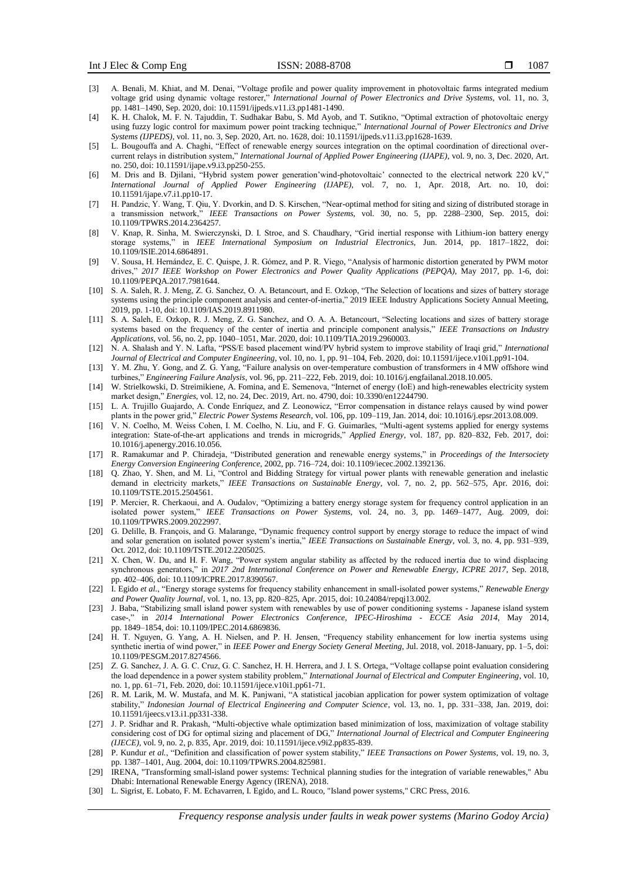[3] A. Benali, M. Khiat, and M. Denai, "Voltage profile and power quality improvement in photovoltaic farms integrated medium voltage grid using dynamic voltage restorer," *International Journal of Power Electronics and Drive Systems*, vol. 11, no. 3, pp. 1481–1490, Sep. 2020, doi: 10.11591/ijpeds.v11.i3.pp1481-1490.

[4] K. H. Chalok, M. F. N. Tajuddin, T. Sudhakar Babu, S. Md Ayob, and T. Sutikno, "Optimal extraction of photovoltaic energy using fuzzy logic control for maximum power point tracking technique," *International Journal of Power Electronics and Drive Systems (IJPEDS)*, vol. 11, no. 3, Sep. 2020, Art. no. 1628, doi: 10.11591/ijpeds.v11.i3.pp1628-1639.

[5] L. Bougouffa and A. Chaghi, "Effect of renewable energy sources integration on the optimal coordination of directional over-current relays in distribution system," *International Journal of Applied Power Engineering (IJAPE)*, vol. 9, no. 3, Dec. 2020, Art. no. 250, doi: 10.11591/ijape.v9.i3.pp250-255.

[6] M. Dris and B. Djilani, "Hybrid system power generation'wind-photovoltaic' connected to the electrical network 220 kV," *International Journal of Applied Power Engineering (IJAPE)*, vol. 7, no. 1, Apr. 2018, Art. no. 10, doi: 10.11591/ijape.v7.i1.pp10-17.

[7] H. Pandzic, Y. Wang, T. Qiu, Y. Dvorkin, and D. S. Kirschen, "Near-optimal method for siting and sizing of distributed storage in a transmission network," *IEEE Transactions on Power Systems*, vol. 30, no. 5, pp. 2288–2300, Sep. 2015, doi: 10.1109/TPWRS.2014.2364257.

[8] V. Knap, R. Sinha, M. Swierczynski, D. I. Stroe, and S. Chaudhary, "Grid inertial response with Lithium-ion battery energy storage systems," in *IEEE International Symposium on Industrial Electronics*, Jun. 2014, pp. 1817–1822, doi: 10.1109/ISIE.2014.6864891.

[9] V. Sousa, H. Hernández, E. C. Quispe, J. R. Gómez, and P. R. Viego, "Analysis of harmonic distortion generated by PWM motor drives," *2017 IEEE Workshop on Power Electronics and Power Quality Applications (PEPQA)*, May 2017, pp. 1-6, doi: 10.1109/PEPQA.2017.7981644.

[10] S. A. Saleh, R. J. Meng, Z. G. Sanchez, O. A. Betancourt, and E. Ozkop, "The Selection of locations and sizes of battery storage systems using the principle component analysis and center-of-inertia," 2019 IEEE Industry Applications Society Annual Meeting, 2019, pp. 1-10, doi: 10.1109/IAS.2019.8911980.

[11] S. A. Saleh, E. Ozkop, R. J. Meng, Z. G. Sanchez, and O. A. Betancourt, "Selecting locations and sizes of battery storage systems based on the frequency of the center of inertia and principle component analysis," *IEEE Transactions on Industry Applications*, vol. 56, no. 2, pp. 1040–1051, Mar. 2020, doi: 10.1109/TIA.2019.2960003.

[12] N. A. Shalash and Y. N. Lafta, "PSS/E based placement wind/PV hybrid system to improve stability of Iraqi grid," *International Journal of Electrical and Computer Engineering*, vol. 10, no. 1, pp. 91–104, Feb. 2020, doi: 10.11591/ijece.v10i1.pp91-104.

[13] Y. M. Zhu, Y. Gong, and Z. G. Yang, "Failure analysis on over-temperature combustion of transformers in 4 MW offshore wind turbines," *Engineering Failure Analysis*, vol. 96, pp. 211–222, Feb. 2019, doi: 10.1016/j.engfailanal.2018.10.005.

[14] W. Strielkowski, D. Streimikiene, A. Fomina, and E. Semenova, "Internet of energy (IoE) and high-renewables electricity system market design," *Energies*, vol. 12, no. 24, Dec. 2019, Art. no. 4790, doi: 10.3390/en12244790.

[15] L. A. Trujillo Guajardo, A. Conde Enríquez, and Z. Leonowicz, "Error compensation in distance relays caused by wind power plants in the power grid," *Electric Power Systems Research*, vol. 106, pp. 109–119, Jan. 2014, doi: 10.1016/j.epsr.2013.08.009.

[16] V. N. Coelho, M. Weiss Cohen, I. M. Coelho, N. Liu, and F. G. Guimarães, "Multi-agent systems applied for energy systems integration: State-of-the-art applications and trends in microgrids," *Applied Energy*, vol. 187, pp. 820–832, Feb. 2017, doi: 10.1016/j.apenergy.2016.10.056.

[17] R. Ramakumar and P. Chiradeja, "Distributed generation and renewable energy systems," in *Proceedings of the Intersociety Energy Conversion Engineering Conference*, 2002, pp. 716–724, doi: 10.1109/iecec.2002.1392136.

[18] Q. Zhao, Y. Shen, and M. Li, "Control and Bidding Strategy for virtual power plants with renewable generation and inelastic demand in electricity markets," *IEEE Transactions on Sustainable Energy*, vol. 7, no. 2, pp. 562–575, Apr. 2016, doi: 10.1109/TSTE.2015.2504561.

[19] P. Mercier, R. Cherkaoui, and A. Oudalov, "Optimizing a battery energy storage system for frequency control application in an isolated power system," *IEEE Transactions on Power Systems*, vol. 24, no. 3, pp. 1469–1477, Aug. 2009, doi: 10.1109/TPWRS.2009.2022997.

[20] G. Delille, B. François, and G. Malarange, "Dynamic frequency control support by energy storage to reduce the impact of wind and solar generation on isolated power system's inertia," *IEEE Transactions on Sustainable Energy*, vol. 3, no. 4, pp. 931–939, Oct. 2012, doi: 10.1109/TSTE.2012.2205025.

[21] X. Chen, W. Du, and H. F. Wang, "Power system angular stability as affected by the reduced inertia due to wind displacing synchronous generators," in *2017 2nd International Conference on Power and Renewable Energy, ICPRE 2017*, Sep. 2018, pp. 402–406, doi: 10.1109/ICPRE.2017.8390567.

[22] I. Egido *et al.*, "Energy storage systems for frequency stability enhancement in small-isolated power systems," *Renewable Energy and Power Quality Journal*, vol. 1, no. 13, pp. 820–825, Apr. 2015, doi: 10.24084/repqj13.002.

[23] J. Baba, "Stabilizing small island power system with renewables by use of power conditioning systems - Japanese island system case-," in *2014 International Power Electronics Conference, IPEC-Hiroshima - ECCE Asia 2014*, May 2014, pp. 1849–1854, doi: 10.1109/IPEC.2014.6869836.

[24] H. T. Nguyen, G. Yang, A. H. Nielsen, and P. H. Jensen, "Frequency stability enhancement for low inertia systems using synthetic inertia of wind power," in *IEEE Power and Energy Society General Meeting*, Jul. 2018, vol. 2018-January, pp. 1–5, doi: 10.1109/PESGM.2017.8274566.

[25] Z. G. Sanchez, J. A. G. C. Cruz, G. C. Sanchez, H. H. Herrera, and J. I. S. Ortega, "Voltage collapse point evaluation considering the load dependence in a power system stability problem," *International Journal of Electrical and Computer Engineering*, vol. 10, no. 1, pp. 61–71, Feb. 2020, doi: 10.11591/ijece.v10i1.pp61-71.

[26] R. M. Larik, M. W. Mustafa, and M. K. Panjwani, "A statistical jacobian application for power system optimization of voltage stability," *Indonesian Journal of Electrical Engineering and Computer Science*, vol. 13, no. 1, pp. 331–338, Jan. 2019, doi: 10.11591/ijeecs.v13.i1.pp331-338.

[27] J. P. Sridhar and R. Prakash, "Multi-objective whale optimization based minimization of loss, maximization of voltage stability considering cost of DG for optimal sizing and placement of DG," *International Journal of Electrical and Computer Engineering (IJECE)*, vol. 9, no. 2, p. 835, Apr. 2019, doi: 10.11591/ijece.v9i2.pp835-839.

[28] P. Kundur *et al.*, "Definition and classification of power system stability," *IEEE Transactions on Power Systems*, vol. 19, no. 3, pp. 1387–1401, Aug. 2004, doi: 10.1109/TPWRS.2004.825981.

[29] IRENA, "Transforming small-island power systems: Technical planning studies for the integration of variable renewables," Abu Dhabi: International Renewable Energy Agency (IRENA), 2018.

[30] L. Sigrist, E. Lobato, F. M. Echavarren, I. Egido, and L. Rouco, "Island power systems," CRC Press, 2016.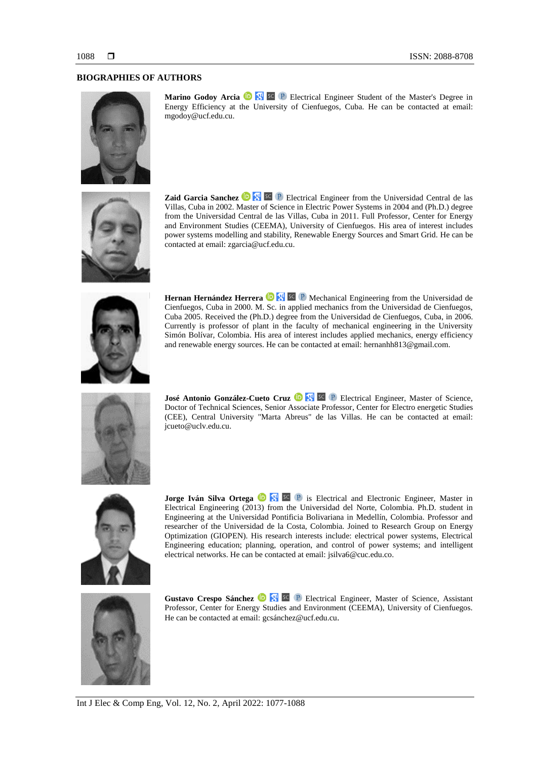## BIOGRAPHIES OF AUTHORS

**Marino Godoy Arcia** Electrical Engineer Student of the Master's Degree in Energy Efficiency at the University of Cienfuegos, Cuba. He can be contacted at email: mgodoy@ucf.edu.cu.

**Zaid Garcia Sanchez** Electrical Engineer from the Universidad Central de las Villas, Cuba in 2002. Master of Science in Electric Power Systems in 2004 and (Ph.D.) degree from the Universidad Central de las Villas, Cuba in 2011. Full Professor, Center for Energy and Environment Studies (CEEMA), University of Cienfuegos. His area of interest includes power systems modelling and stability, Renewable Energy Sources and Smart Grid. He can be contacted at email: zgarcia@ucf.edu.cu.

**Hernan Hernández Herrera** Mechanical Engineering from the Universidad de Cienfuegos, Cuba in 2000. M. Sc. in applied mechanics from the Universidad de Cienfuegos, Cuba 2005. Received the (Ph.D.) degree from the Universidad de Cienfuegos, Cuba, in 2006. Currently is professor of plant in the faculty of mechanical engineering in the University Simón Bolívar, Colombia. His area of interest includes applied mechanics, energy efficiency and renewable energy sources. He can be contacted at email: hernanhh813@gmail.com.

**José Antonio González-Cueto Cruz** Electrical Engineer, Master of Science, Doctor of Technical Sciences, Senior Associate Professor, Center for Electro energetic Studies (CEE), Central University "Marta Abreus" de las Villas. He can be contacted at email: jcueto@uclv.edu.cu.

**Jorge Iván Silva Ortega** is Electrical and Electronic Engineer, Master in Electrical Engineering (2013) from the Universidad del Norte, Colombia. Ph.D. student in Engineering at the Universidad Pontificia Bolivariana in Medellín, Colombia. Professor and researcher of the Universidad de la Costa, Colombia. Joined to Research Group on Energy Optimization (GIOPEN). His research interests include: electrical power systems, Electrical Engineering education; planning, operation, and control of power systems; and intelligent electrical networks. He can be contacted at email: jsilva6@cuc.edu.co.

**Gustavo Crespo Sánchez** Electrical Engineer, Master of Science, Assistant Professor, Center for Energy Studies and Environment (CEEMA), University of Cienfuegos. He can be contacted at email: gcsánchez@ucf.edu.cu.